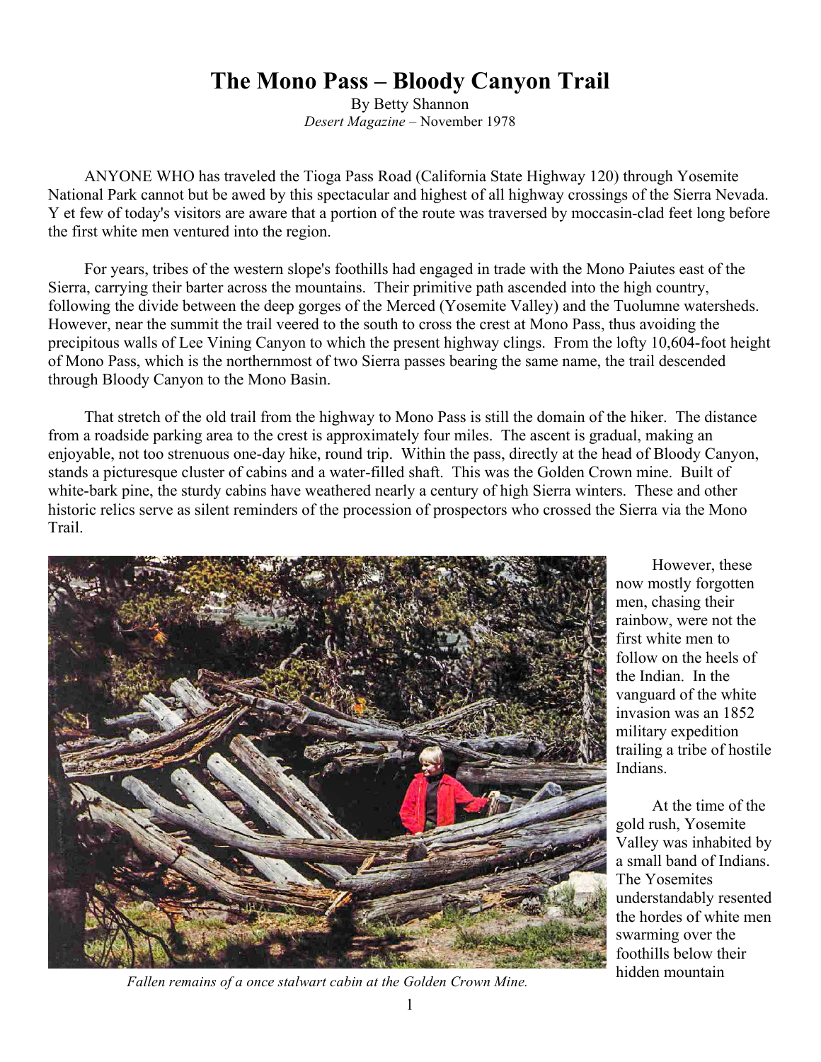# The Mono Pass – Bloody Canyon Trail

By Betty Shannon
*Desert Magazine* – November 1978

ANYONE WHO has traveled the Tioga Pass Road (California State Highway 120) through Yosemite National Park cannot but be awed by this spectacular and highest of all highway crossings of the Sierra Nevada. Y et few of today's visitors are aware that a portion of the route was traversed by moccasin-clad feet long before the first white men ventured into the region.

For years, tribes of the western slope's foothills had engaged in trade with the Mono Paiutes east of the Sierra, carrying their barter across the mountains. Their primitive path ascended into the high country, following the divide between the deep gorges of the Merced (Yosemite Valley) and the Tuolumne watersheds. However, near the summit the trail veered to the south to cross the crest at Mono Pass, thus avoiding the precipitous walls of Lee Vining Canyon to which the present highway clings. From the lofty 10,604-foot height of Mono Pass, which is the northernmost of two Sierra passes bearing the same name, the trail descended through Bloody Canyon to the Mono Basin.

That stretch of the old trail from the highway to Mono Pass is still the domain of the hiker. The distance from a roadside parking area to the crest is approximately four miles. The ascent is gradual, making an enjoyable, not too strenuous one-day hike, round trip. Within the pass, directly at the head of Bloody Canyon, stands a picturesque cluster of cabins and a water-filled shaft. This was the Golden Crown mine. Built of white-bark pine, the sturdy cabins have weathered nearly a century of high Sierra winters. These and other historic relics serve as silent reminders of the procession of prospectors who crossed the Sierra via the Mono Trail.

*Fallen remains of a once stalwart cabin at the Golden Crown Mine.*

However, these now mostly forgotten men, chasing their rainbow, were not the first white men to follow on the heels of the Indian. In the vanguard of the white invasion was an 1852 military expedition trailing a tribe of hostile Indians.

At the time of the gold rush, Yosemite Valley was inhabited by a small band of Indians. The Yosemites understandably resented the hordes of white men swarming over the foothills below their hidden mountain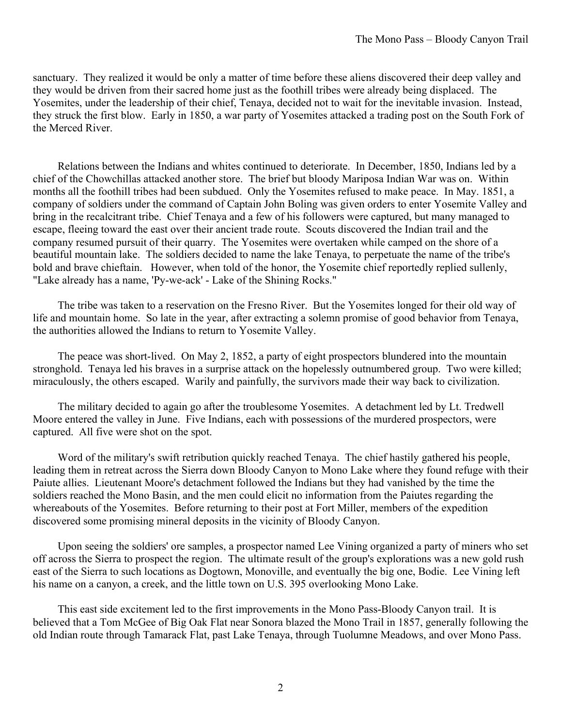sanctuary. They realized it would be only a matter of time before these aliens discovered their deep valley and they would be driven from their sacred home just as the foothill tribes were already being displaced. The Yosemites, under the leadership of their chief, Tenaya, decided not to wait for the inevitable invasion. Instead, they struck the first blow. Early in 1850, a war party of Yosemites attacked a trading post on the South Fork of the Merced River.

Relations between the Indians and whites continued to deteriorate. In December, 1850, Indians led by a chief of the Chowchillas attacked another store. The brief but bloody Mariposa Indian War was on. Within months all the foothill tribes had been subdued. Only the Yosemites refused to make peace. In May. 1851, a company of soldiers under the command of Captain John Boling was given orders to enter Yosemite Valley and bring in the recalcitrant tribe. Chief Tenaya and a few of his followers were captured, but many managed to escape, fleeing toward the east over their ancient trade route. Scouts discovered the Indian trail and the company resumed pursuit of their quarry. The Yosemites were overtaken while camped on the shore of a beautiful mountain lake. The soldiers decided to name the lake Tenaya, to perpetuate the name of the tribe's bold and brave chieftain. However, when told of the honor, the Yosemite chief reportedly replied sullenly, "Lake already has a name, 'Py-we-ack' - Lake of the Shining Rocks."

The tribe was taken to a reservation on the Fresno River. But the Yosemites longed for their old way of life and mountain home. So late in the year, after extracting a solemn promise of good behavior from Tenaya, the authorities allowed the Indians to return to Yosemite Valley.

The peace was short-lived. On May 2, 1852, a party of eight prospectors blundered into the mountain stronghold. Tenaya led his braves in a surprise attack on the hopelessly outnumbered group. Two were killed; miraculously, the others escaped. Warily and painfully, the survivors made their way back to civilization.

The military decided to again go after the troublesome Yosemites. A detachment led by Lt. Tredwell Moore entered the valley in June. Five Indians, each with possessions of the murdered prospectors, were captured. All five were shot on the spot.

Word of the military's swift retribution quickly reached Tenaya. The chief hastily gathered his people, leading them in retreat across the Sierra down Bloody Canyon to Mono Lake where they found refuge with their Paiute allies. Lieutenant Moore's detachment followed the Indians but they had vanished by the time the soldiers reached the Mono Basin, and the men could elicit no information from the Paiutes regarding the whereabouts of the Yosemites. Before returning to their post at Fort Miller, members of the expedition discovered some promising mineral deposits in the vicinity of Bloody Canyon.

Upon seeing the soldiers' ore samples, a prospector named Lee Vining organized a party of miners who set off across the Sierra to prospect the region. The ultimate result of the group's explorations was a new gold rush east of the Sierra to such locations as Dogtown, Monoville, and eventually the big one, Bodie. Lee Vining left his name on a canyon, a creek, and the little town on U.S. 395 overlooking Mono Lake.

This east side excitement led to the first improvements in the Mono Pass-Bloody Canyon trail. It is believed that a Tom McGee of Big Oak Flat near Sonora blazed the Mono Trail in 1857, generally following the old Indian route through Tamarack Flat, past Lake Tenaya, through Tuolumne Meadows, and over Mono Pass.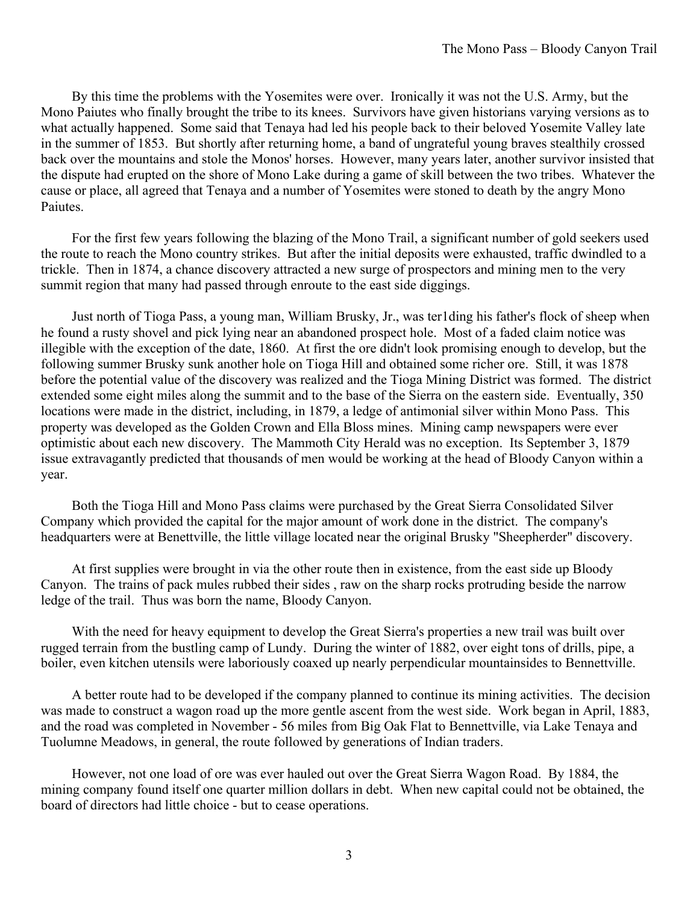By this time the problems with the Yosemites were over. Ironically it was not the U.S. Army, but the Mono Paiutes who finally brought the tribe to its knees. Survivors have given historians varying versions as to what actually happened. Some said that Tenaya had led his people back to their beloved Yosemite Valley late in the summer of 1853. But shortly after returning home, a band of ungrateful young braves stealthily crossed back over the mountains and stole the Monos' horses. However, many years later, another survivor insisted that the dispute had erupted on the shore of Mono Lake during a game of skill between the two tribes. Whatever the cause or place, all agreed that Tenaya and a number of Yosemites were stoned to death by the angry Mono Paiutes.

For the first few years following the blazing of the Mono Trail, a significant number of gold seekers used the route to reach the Mono country strikes. But after the initial deposits were exhausted, traffic dwindled to a trickle. Then in 1874, a chance discovery attracted a new surge of prospectors and mining men to the very summit region that many had passed through enroute to the east side diggings.

Just north of Tioga Pass, a young man, William Brusky, Jr., was ter1ding his father's flock of sheep when he found a rusty shovel and pick lying near an abandoned prospect hole. Most of a faded claim notice was illegible with the exception of the date, 1860. At first the ore didn't look promising enough to develop, but the following summer Brusky sunk another hole on Tioga Hill and obtained some richer ore. Still, it was 1878 before the potential value of the discovery was realized and the Tioga Mining District was formed. The district extended some eight miles along the summit and to the base of the Sierra on the eastern side. Eventually, 350 locations were made in the district, including, in 1879, a ledge of antimonial silver within Mono Pass. This property was developed as the Golden Crown and Ella Bloss mines. Mining camp newspapers were ever optimistic about each new discovery. The Mammoth City Herald was no exception. Its September 3, 1879 issue extravagantly predicted that thousands of men would be working at the head of Bloody Canyon within a year.

Both the Tioga Hill and Mono Pass claims were purchased by the Great Sierra Consolidated Silver Company which provided the capital for the major amount of work done in the district. The company's headquarters were at Benettville, the little village located near the original Brusky "Sheepherder" discovery.

At first supplies were brought in via the other route then in existence, from the east side up Bloody Canyon. The trains of pack mules rubbed their sides , raw on the sharp rocks protruding beside the narrow ledge of the trail. Thus was born the name, Bloody Canyon.

With the need for heavy equipment to develop the Great Sierra's properties a new trail was built over rugged terrain from the bustling camp of Lundy. During the winter of 1882, over eight tons of drills, pipe, a boiler, even kitchen utensils were laboriously coaxed up nearly perpendicular mountainsides to Bennettville.

A better route had to be developed if the company planned to continue its mining activities. The decision was made to construct a wagon road up the more gentle ascent from the west side. Work began in April, 1883, and the road was completed in November - 56 miles from Big Oak Flat to Bennettville, via Lake Tenaya and Tuolumne Meadows, in general, the route followed by generations of Indian traders.

However, not one load of ore was ever hauled out over the Great Sierra Wagon Road. By 1884, the mining company found itself one quarter million dollars in debt. When new capital could not be obtained, the board of directors had little choice - but to cease operations.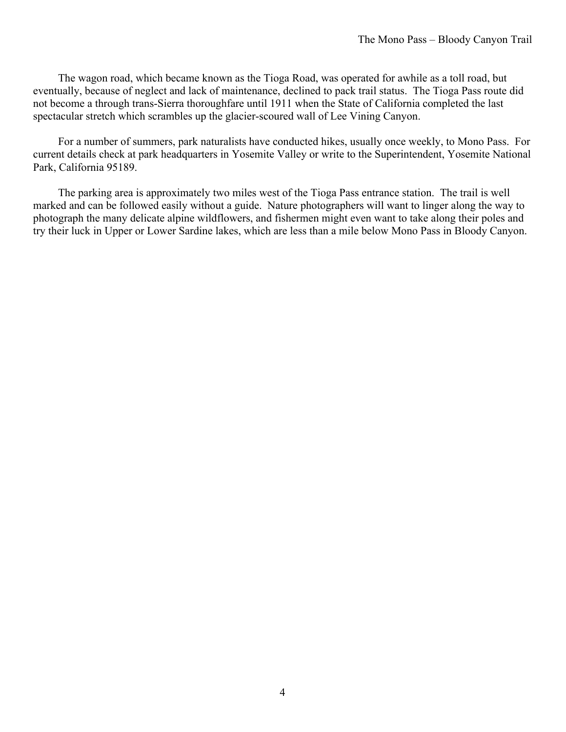The wagon road, which became known as the Tioga Road, was operated for awhile as a toll road, but eventually, because of neglect and lack of maintenance, declined to pack trail status. The Tioga Pass route did not become a through trans-Sierra thoroughfare until 1911 when the State of California completed the last spectacular stretch which scrambles up the glacier-scoured wall of Lee Vining Canyon.

For a number of summers, park naturalists have conducted hikes, usually once weekly, to Mono Pass. For current details check at park headquarters in Yosemite Valley or write to the Superintendent, Yosemite National Park, California 95189.

The parking area is approximately two miles west of the Tioga Pass entrance station. The trail is well marked and can be followed easily without a guide. Nature photographers will want to linger along the way to photograph the many delicate alpine wildflowers, and fishermen might even want to take along their poles and try their luck in Upper or Lower Sardine lakes, which are less than a mile below Mono Pass in Bloody Canyon.